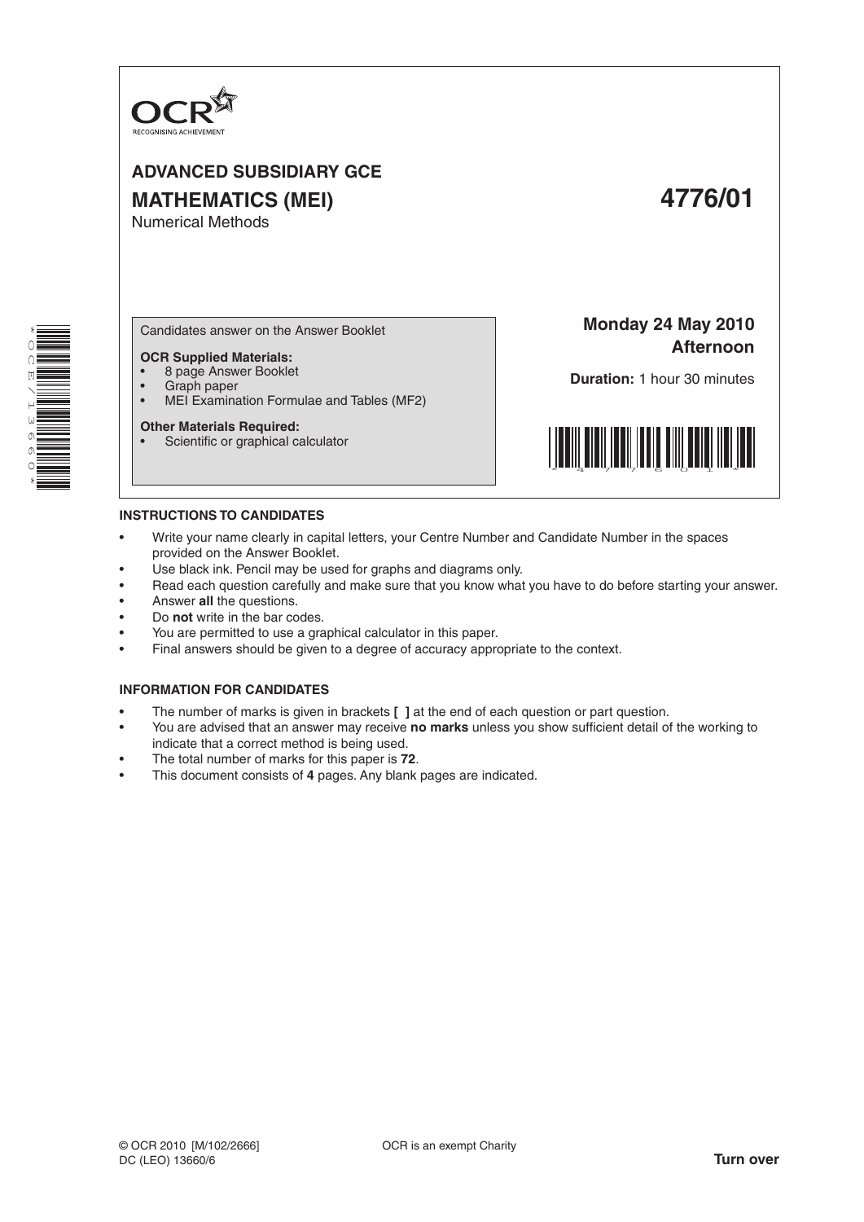OCR
RECOGNISING ACHIEVEMENT

# ADVANCED SUBSIDIARY GCE

## MATHEMATICS (MEI) 4776/01

Numerical Methods

Candidates answer on the Answer Booklet

**OCR Supplied Materials:**

- 8 page Answer Booklet
- Graph paper
- MEI Examination Formulae and Tables (MF2)

**Other Materials Required:**

- Scientific or graphical calculator

**Monday 24 May 2010**
**Afternoon**

**Duration:** 1 hour 30 minutes

### INSTRUCTIONS TO CANDIDATES

- Write your name clearly in capital letters, your Centre Number and Candidate Number in the spaces provided on the Answer Booklet.
- Use black ink. Pencil may be used for graphs and diagrams only.
- Read each question carefully and make sure that you know what you have to do before starting your answer.
- Answer **all** the questions.
- Do **not** write in the bar codes.
- You are permitted to use a graphical calculator in this paper.
- Final answers should be given to a degree of accuracy appropriate to the context.

### INFORMATION FOR CANDIDATES

- The number of marks is given in brackets **[ ]** at the end of each question or part question.
- You are advised that an answer may receive **no marks** unless you show sufficient detail of the working to indicate that a correct method is being used.
- The total number of marks for this paper is **72**.
- This document consists of **4** pages. Any blank pages are indicated.

© OCR 2010 [M/102/2666]
DC (LEO) 13660/6

OCR is an exempt Charity

**Turn over**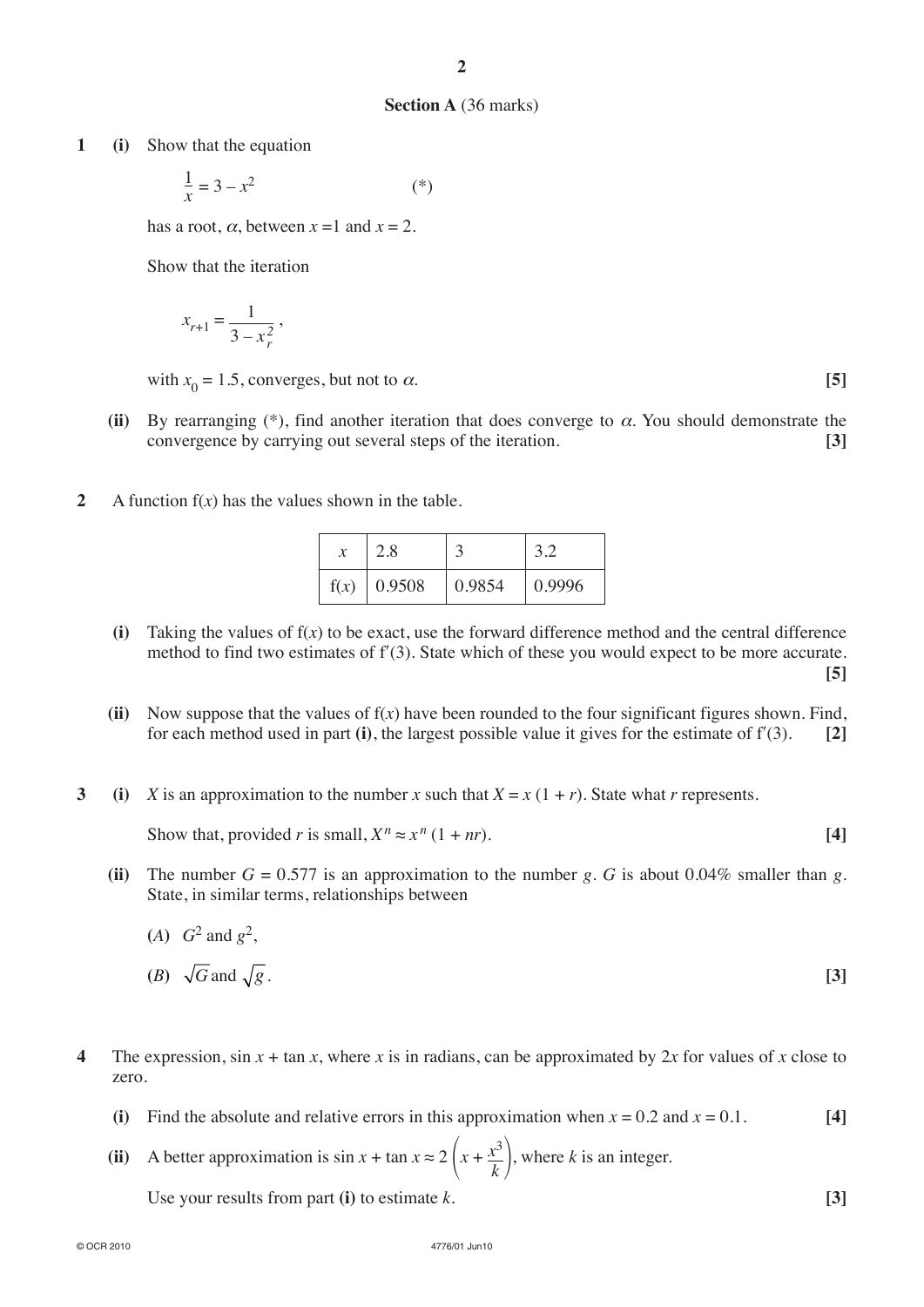## Section A (36 marks)

**1** **(i)** Show that the equation

$$\frac{1}{x} = 3 - x^2 \qquad (*)$$

has a root, $\alpha$, between $x = 1$ and $x = 2$.

Show that the iteration

$$x_{r+1} = \frac{1}{3 - x_r^2},$$

with $x_0 = 1.5$, converges, but not to $\alpha$. **[5]**

**(ii)** By rearranging (*), find another iteration that does converge to $\alpha$. You should demonstrate the convergence by carrying out several steps of the iteration. **[3]**

**2** A function $f(x)$ has the values shown in the table.

| $x$ | 2.8 | 3 | 3.2 |
|---|---|---|---|
| $f(x)$ | 0.9508 | 0.9854 | 0.9996 |

**(i)** Taking the values of $f(x)$ to be exact, use the forward difference method and the central difference method to find two estimates of $f'(3)$. State which of these you would expect to be more accurate. **[5]**

**(ii)** Now suppose that the values of $f(x)$ have been rounded to the four significant figures shown. Find, for each method used in part **(i)**, the largest possible value it gives for the estimate of $f'(3)$. **[2]**

**3** **(i)** $X$ is an approximation to the number $x$ such that $X = x(1 + r)$. State what $r$ represents.

Show that, provided $r$ is small, $X^n \approx x^n(1 + nr)$. **[4]**

**(ii)** The number $G = 0.577$ is an approximation to the number $g$. $G$ is about 0.04% smaller than $g$. State, in similar terms, relationships between

(*A*) $G^2$ and $g^2$,

(*B*) $\sqrt{G}$ and $\sqrt{g}$. **[3]**

**4** The expression, $\sin x + \tan x$, where $x$ is in radians, can be approximated by $2x$ for values of $x$ close to zero.

**(i)** Find the absolute and relative errors in this approximation when $x = 0.2$ and $x = 0.1$. **[4]**

**(ii)** A better approximation is $\sin x + \tan x \approx 2\left(x + \dfrac{x^3}{k}\right)$, where $k$ is an integer.

Use your results from part **(i)** to estimate $k$. **[3]**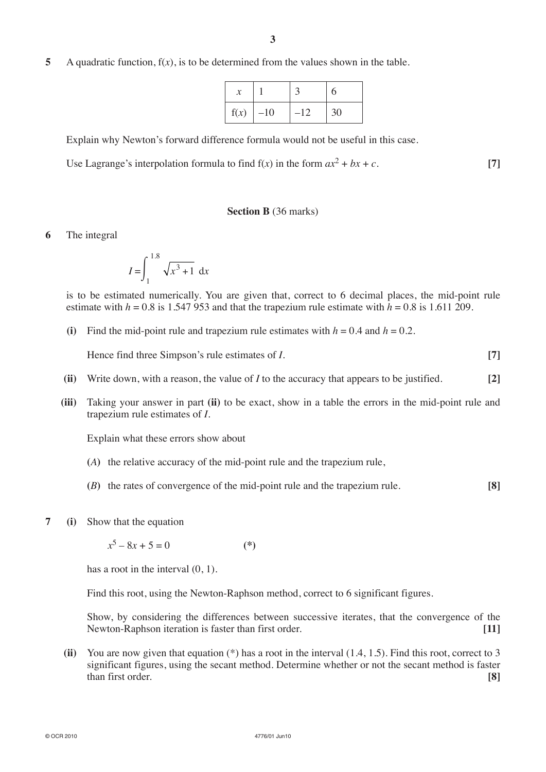**5** A quadratic function, $f(x)$, is to be determined from the values shown in the table.

| $x$ | 1 | 3 | 6 |
|---|---|---|---|
| $f(x)$ | $-10$ | $-12$ | 30 |

Explain why Newton's forward difference formula would not be useful in this case.

Use Lagrange's interpolation formula to find $f(x)$ in the form $ax^2 + bx + c$. **[7]**

## Section B (36 marks)

**6** The integral

$$I = \int_1^{1.8} \sqrt{x^3 + 1}\ dx$$

is to be estimated numerically. You are given that, correct to 6 decimal places, the mid-point rule estimate with $h = 0.8$ is 1.547 953 and that the trapezium rule estimate with $h = 0.8$ is 1.611 209.

**(i)** Find the mid-point rule and trapezium rule estimates with $h = 0.4$ and $h = 0.2$.

Hence find three Simpson's rule estimates of $I$. **[7]**

**(ii)** Write down, with a reason, the value of $I$ to the accuracy that appears to be justified. **[2]**

**(iii)** Taking your answer in part **(ii)** to be exact, show in a table the errors in the mid-point rule and trapezium rule estimates of $I$.

Explain what these errors show about

(*A*) the relative accuracy of the mid-point rule and the trapezium rule,

(*B*) the rates of convergence of the mid-point rule and the trapezium rule. **[8]**

**7** **(i)** Show that the equation

$$x^5 - 8x + 5 = 0 \qquad (*)$$

has a root in the interval $(0, 1)$.

Find this root, using the Newton-Raphson method, correct to 6 significant figures.

Show, by considering the differences between successive iterates, that the convergence of the Newton-Raphson iteration is faster than first order. **[11]**

**(ii)** You are now given that equation (*) has a root in the interval $(1.4, 1.5)$. Find this root, correct to 3 significant figures, using the secant method. Determine whether or not the secant method is faster than first order. **[8]**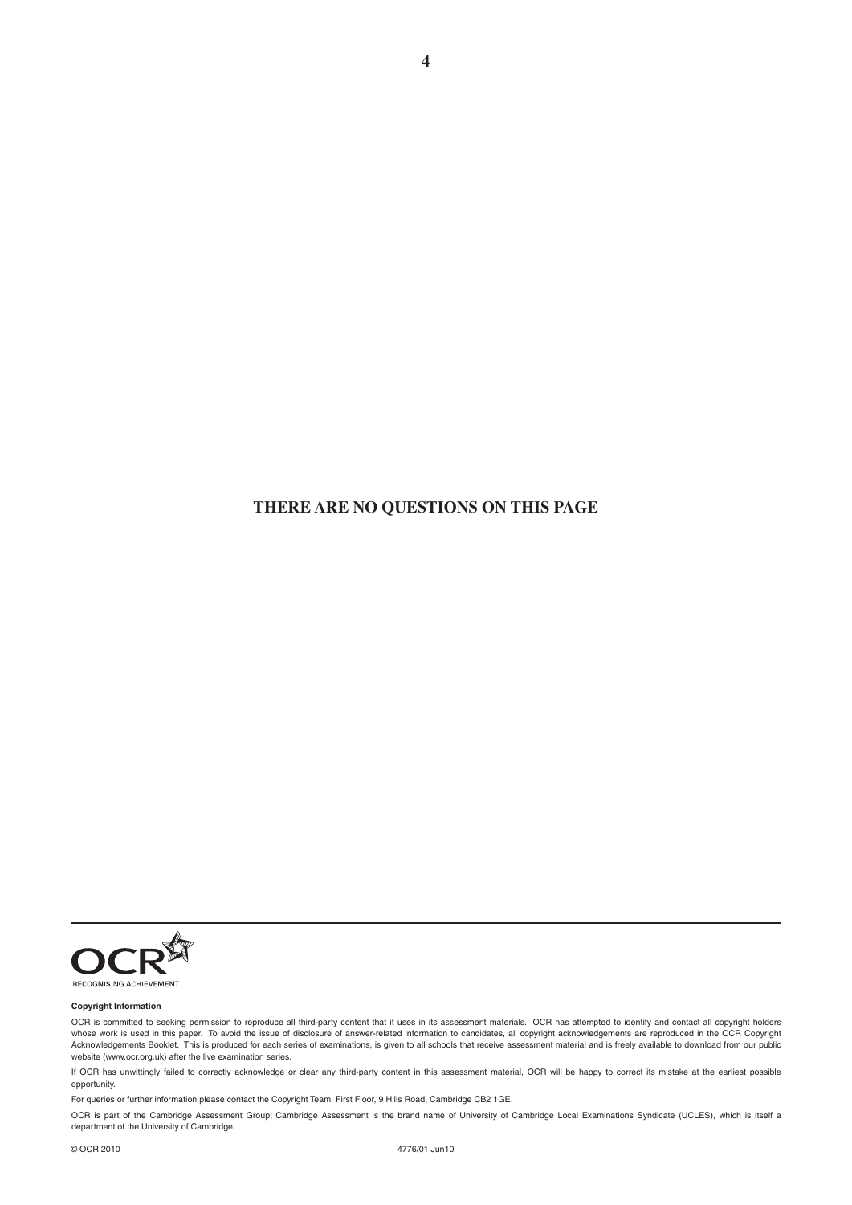**THERE ARE NO QUESTIONS ON THIS PAGE**

OCR

RECOGNISING ACHIEVEMENT

**Copyright Information**

OCR is committed to seeking permission to reproduce all third-party content that it uses in its assessment materials. OCR has attempted to identify and contact all copyright holders whose work is used in this paper. To avoid the issue of disclosure of answer-related information to candidates, all copyright acknowledgements are reproduced in the OCR Copyright Acknowledgements Booklet. This is produced for each series of examinations, is given to all schools that receive assessment material and is freely available to download from our public website (www.ocr.org.uk) after the live examination series.

If OCR has unwittingly failed to correctly acknowledge or clear any third-party content in this assessment material, OCR will be happy to correct its mistake at the earliest possible opportunity.

For queries or further information please contact the Copyright Team, First Floor, 9 Hills Road, Cambridge CB2 1GE.

OCR is part of the Cambridge Assessment Group; Cambridge Assessment is the brand name of University of Cambridge Local Examinations Syndicate (UCLES), which is itself a department of the University of Cambridge.

© OCR 2010 4776/01 Jun10